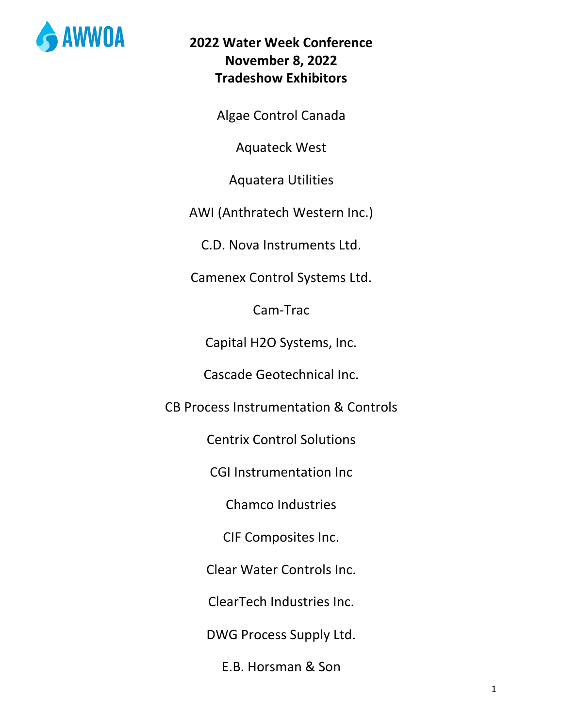AWWOA

# 2022 Water Week Conference
## November 8, 2022
## Tradeshow Exhibitors

Algae Control Canada

Aquateck West

Aquatera Utilities

AWI (Anthratech Western Inc.)

C.D. Nova Instruments Ltd.

Camenex Control Systems Ltd.

Cam-Trac

Capital H2O Systems, Inc.

Cascade Geotechnical Inc.

CB Process Instrumentation & Controls

Centrix Control Solutions

CGI Instrumentation Inc

Chamco Industries

CIF Composites Inc.

Clear Water Controls Inc.

ClearTech Industries Inc.

DWG Process Supply Ltd.

E.B. Horsman & Son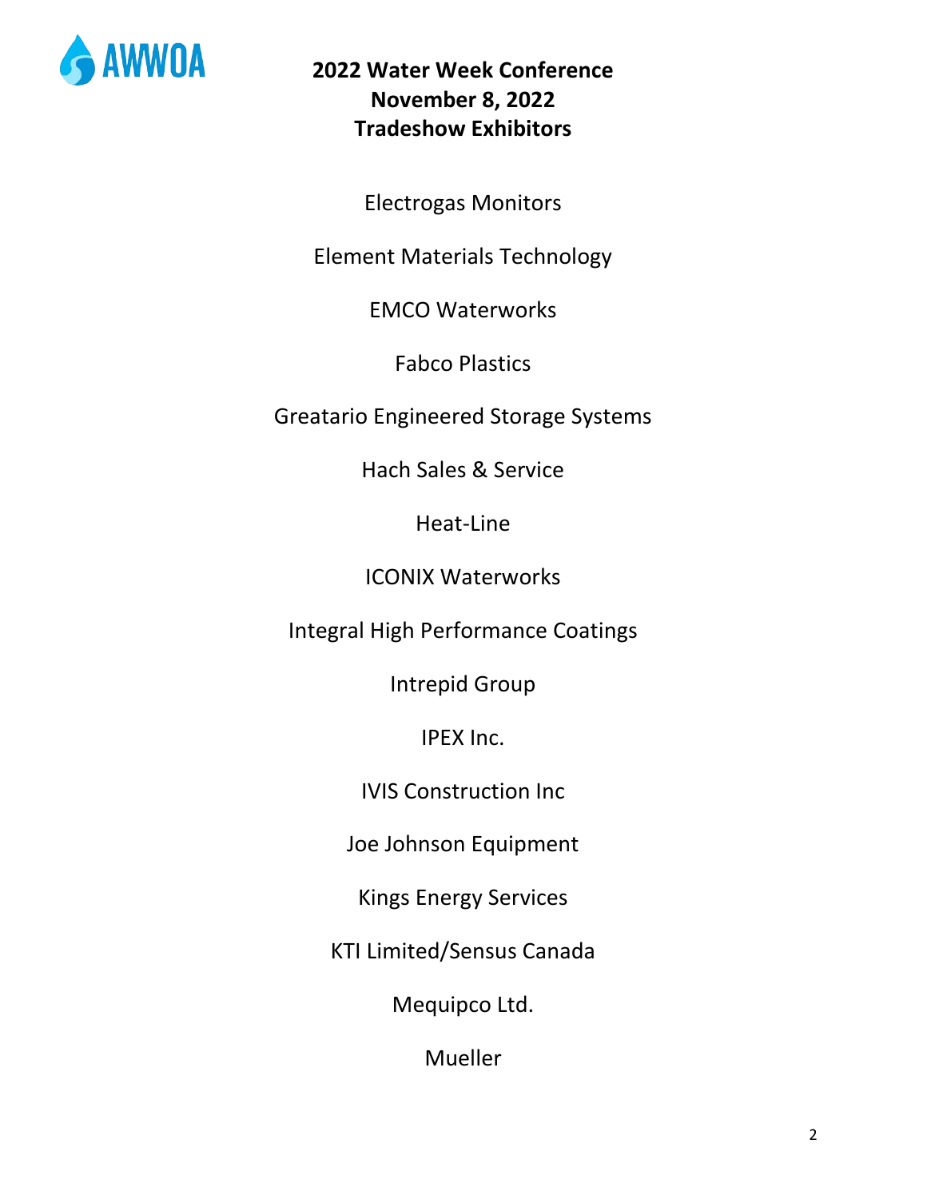**2022 Water Week Conference**
**November 8, 2022**
**Tradeshow Exhibitors**

Electrogas Monitors

Element Materials Technology

EMCO Waterworks

Fabco Plastics

Greatario Engineered Storage Systems

Hach Sales & Service

Heat-Line

ICONIX Waterworks

Integral High Performance Coatings

Intrepid Group

IPEX Inc.

IVIS Construction Inc

Joe Johnson Equipment

Kings Energy Services

KTI Limited/Sensus Canada

Mequipco Ltd.

Mueller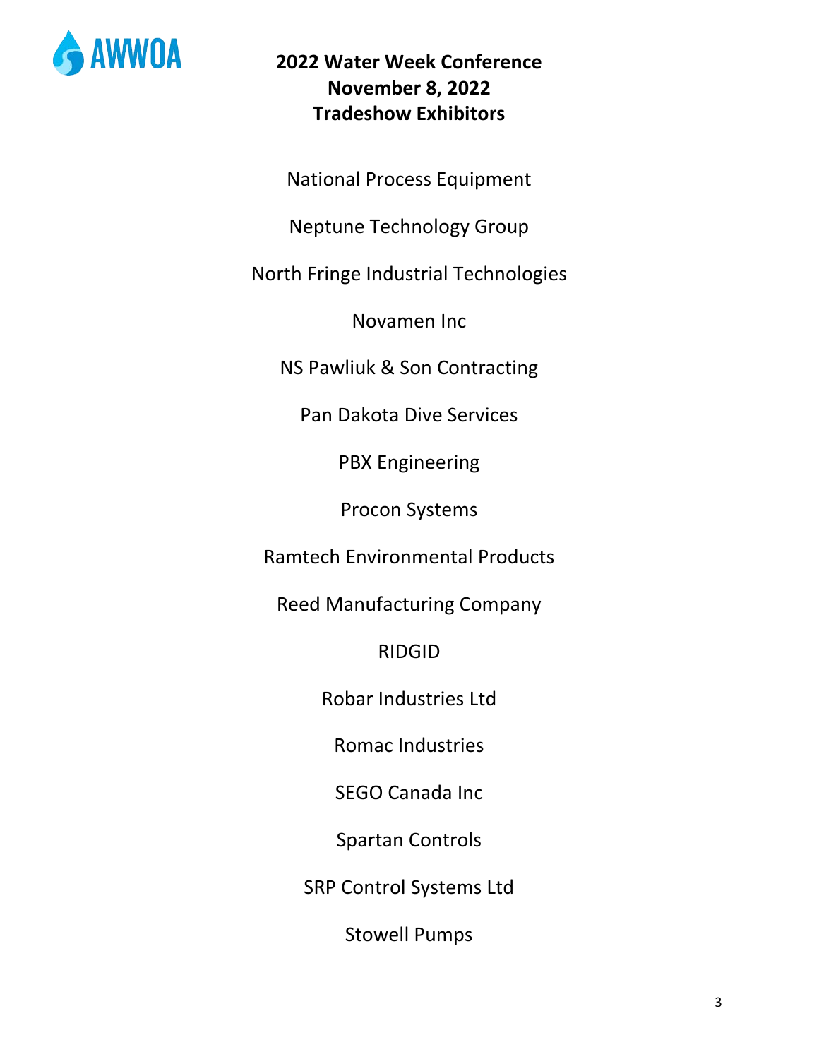**2022 Water Week Conference**
**November 8, 2022**
**Tradeshow Exhibitors**

National Process Equipment

Neptune Technology Group

North Fringe Industrial Technologies

Novamen Inc

NS Pawliuk & Son Contracting

Pan Dakota Dive Services

PBX Engineering

Procon Systems

Ramtech Environmental Products

Reed Manufacturing Company

RIDGID

Robar Industries Ltd

Romac Industries

SEGO Canada Inc

Spartan Controls

SRP Control Systems Ltd

Stowell Pumps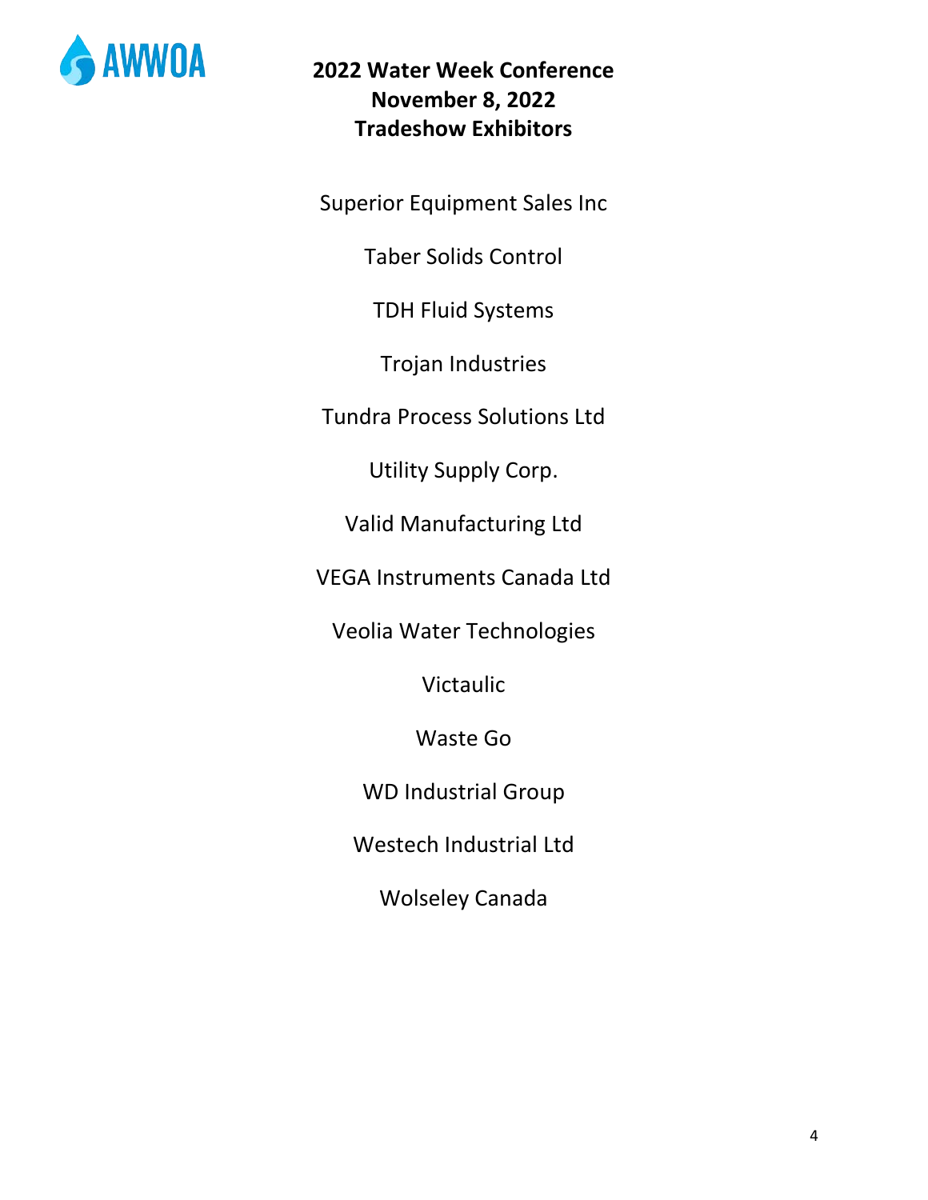**2022 Water Week Conference**
**November 8, 2022**
**Tradeshow Exhibitors**

Superior Equipment Sales Inc

Taber Solids Control

TDH Fluid Systems

Trojan Industries

Tundra Process Solutions Ltd

Utility Supply Corp.

Valid Manufacturing Ltd

VEGA Instruments Canada Ltd

Veolia Water Technologies

Victaulic

Waste Go

WD Industrial Group

Westech Industrial Ltd

Wolseley Canada